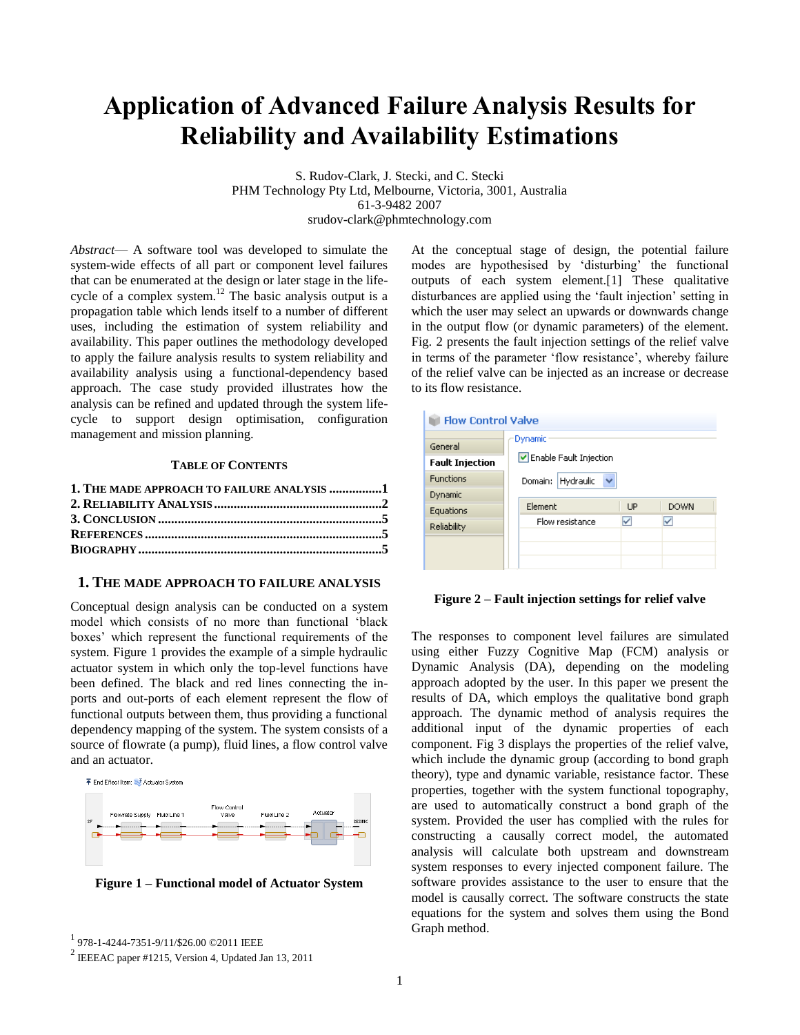# Application of Advanced Failure Analysis Results for Reliability and Availability Estimations

S. Rudov-Clark, J. Stecki, and C. Stecki
PHM Technology Pty Ltd, Melbourne, Victoria, 3001, Australia
61-3-9482 2007
srudov-clark@phmtechnology.com

*Abstract*— A software tool was developed to simulate the system-wide effects of all part or component level failures that can be enumerated at the design or later stage in the life-cycle of a complex system.[1,2] The basic analysis output is a propagation table which lends itself to a number of different uses, including the estimation of system reliability and availability. This paper outlines the methodology developed to apply the failure analysis results to system reliability and availability analysis using a functional-dependency based approach. The case study provided illustrates how the analysis can be refined and updated through the system life-cycle to support design optimisation, configuration management and mission planning.

### TABLE OF CONTENTS

**1. THE MADE APPROACH TO FAILURE ANALYSIS ................1**
**2. RELIABILITY ANALYSIS ..................................................2**
**3. CONCLUSION ....................................................................5**
**REFERENCES ........................................................................5**
**BIOGRAPHY ..........................................................................5**

## 1. THE MADE APPROACH TO FAILURE ANALYSIS

Conceptual design analysis can be conducted on a system model which consists of no more than functional 'black boxes' which represent the functional requirements of the system. Figure 1 provides the example of a simple hydraulic actuator system in which only the top-level functions have been defined. The black and red lines connecting the in-ports and out-ports of each element represent the flow of functional outputs between them, thus providing a functional dependency mapping of the system. The system consists of a source of flowrate (a pump), fluid lines, a flow control valve and an actuator.

**Figure 1 – Functional model of Actuator System**

At the conceptual stage of design, the potential failure modes are hypothesised by 'disturbing' the functional outputs of each system element.[1] These qualitative disturbances are applied using the 'fault injection' setting in which the user may select an upwards or downwards change in the output flow (or dynamic parameters) of the element. Fig. 2 presents the fault injection settings of the relief valve in terms of the parameter 'flow resistance', whereby failure of the relief valve can be injected as an increase or decrease to its flow resistance.

**Figure 2 – Fault injection settings for relief valve**

The responses to component level failures are simulated using either Fuzzy Cognitive Map (FCM) analysis or Dynamic Analysis (DA), depending on the modeling approach adopted by the user. In this paper we present the results of DA, which employs the qualitative bond graph approach. The dynamic method of analysis requires the additional input of the dynamic properties of each component. Fig 3 displays the properties of the relief valve, which include the dynamic group (according to bond graph theory), type and dynamic variable, resistance factor. These properties, together with the system functional topography, are used to automatically construct a bond graph of the system. Provided the user has complied with the rules for constructing a causally correct model, the automated analysis will calculate both upstream and downstream system responses to every injected component failure. The software provides assistance to the user to ensure that the model is causally correct. The software constructs the state equations for the system and solves them using the Bond Graph method.

[1] 978-1-4244-7351-9/11/$26.00 ©2011 IEEE
[2] IEEEAC paper #1215, Version 4, Updated Jan 13, 2011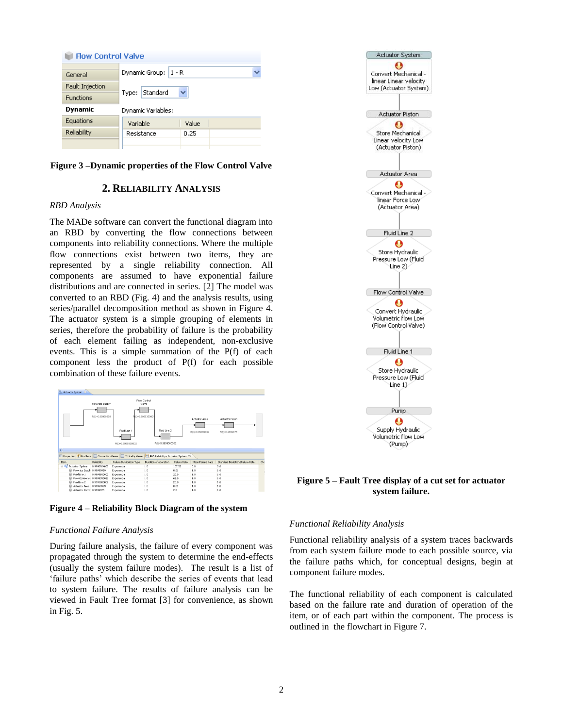Figure 3 –Dynamic properties of the Flow Control Valve

## 2. RELIABILITY ANALYSIS

*RBD Analysis*

The MADe software can convert the functional diagram into an RBD by converting the flow connections between components into reliability connections. Where the multiple flow connections exist between two items, they are represented by a single reliability connection. All components are assumed to have exponential failure distributions and are connected in series. [2] The model was converted to an RBD (Fig. 4) and the analysis results, using series/parallel decomposition method as shown in Figure 4. The actuator system is a simple grouping of elements in series, therefore the probability of failure is the probability of each element failing as independent, non-exclusive events. This is a simple summation of the P(f) of each component less the product of P(f) for each possible combination of these failure events.

Figure 4 – Reliability Block Diagram of the system

*Functional Failure Analysis*

During failure analysis, the failure of every component was propagated through the system to determine the end-effects (usually the system failure modes). The result is a list of ‘failure paths’ which describe the series of events that lead to system failure. The results of failure analysis can be viewed in Fault Tree format [3] for convenience, as shown in Fig. 5.

Figure 5 – Fault Tree display of a cut set for actuator system failure.

*Functional Reliability Analysis*

Functional reliability analysis of a system traces backwards from each system failure mode to each possible source, via the failure paths which, for conceptual designs, begin at component failure modes.

The functional reliability of each component is calculated based on the failure rate and duration of operation of the item, or of each part within the component. The process is outlined in the flowchart in Figure 7.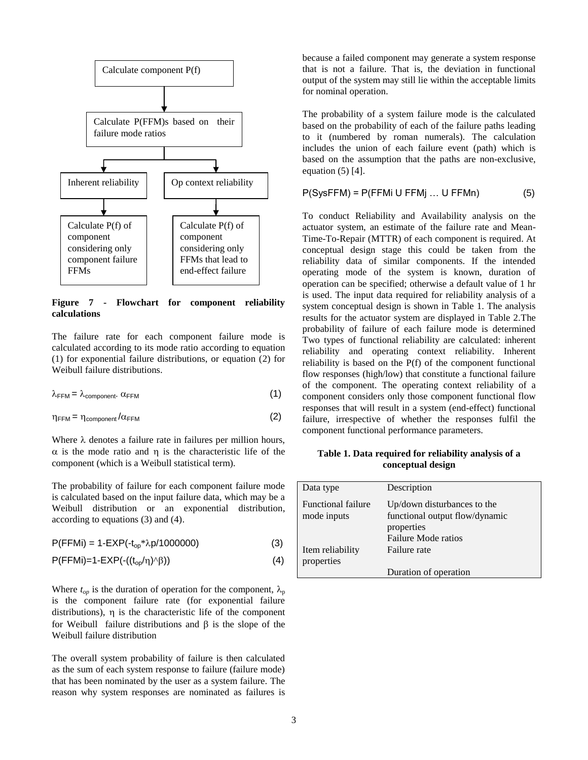Calculate component P(f)

Calculate P(FFM)s based on their failure mode ratios

Inherent reliability

Op context reliability

Calculate P(f) of component considering only component failure FFMs

Calculate P(f) of component considering only FFMs that lead to end-effect failure

**Figure 7 - Flowchart for component reliability calculations**

The failure rate for each component failure mode is calculated according to its mode ratio according to equation (1) for exponential failure distributions, or equation (2) for Weibull failure distributions.

$$\lambda_{FFM} = \lambda_{component} \cdot \alpha_{FFM} \quad (1)$$

$$\eta_{FFM} = \eta_{component} / \alpha_{FFM} \quad (2)$$

Where $\lambda$ denotes a failure rate in failures per million hours, $\alpha$ is the mode ratio and $\eta$ is the characteristic life of the component (which is a Weibull statistical term).

The probability of failure for each component failure mode is calculated based on the input failure data, which may be a Weibull distribution or an exponential distribution, according to equations (3) and (4).

$$P(FFMi) = 1\text{-}EXP(-t_{op} * \lambda p/1000000) \quad (3)$$

$$P(FFMi) = 1\text{-}EXP(-((t_{op}/\eta)^{\wedge}\beta)) \quad (4)$$

Where $t_{op}$ is the duration of operation for the component, $\lambda_p$ is the component failure rate (for exponential failure distributions), $\eta$ is the characteristic life of the component for Weibull failure distributions and $\beta$ is the slope of the Weibull failure distribution

The overall system probability of failure is then calculated as the sum of each system response to failure (failure mode) that has been nominated by the user as a system failure. The reason why system responses are nominated as failures is because a failed component may generate a system response that is not a failure. That is, the deviation in functional output of the system may still lie within the acceptable limits for nominal operation.

The probability of a system failure mode is the calculated based on the probability of each of the failure paths leading to it (numbered by roman numerals). The calculation includes the union of each failure event (path) which is based on the assumption that the paths are non-exclusive, equation (5) [4].

$$P(SysFFM) = P(FFMi \cup FFMj \ldots \cup FFMn) \quad (5)$$

To conduct Reliability and Availability analysis on the actuator system, an estimate of the failure rate and Mean-Time-To-Repair (MTTR) of each component is required. At conceptual design stage this could be taken from the reliability data of similar components. If the intended operating mode of the system is known, duration of operation can be specified; otherwise a default value of 1 hr is used. The input data required for reliability analysis of a system conceptual design is shown in Table 1. The analysis results for the actuator system are displayed in Table 2.The probability of failure of each failure mode is determined Two types of functional reliability are calculated: inherent reliability and operating context reliability. Inherent reliability is based on the P(f) of the component functional flow responses (high/low) that constitute a functional failure of the component. The operating context reliability of a component considers only those component functional flow responses that will result in a system (end-effect) functional failure, irrespective of whether the responses fulfil the component functional performance parameters.

**Table 1. Data required for reliability analysis of a conceptual design**

| Data type | Description |
|---|---|
| Functional failure mode inputs | Up/down disturbances to the functional output flow/dynamic properties<br>Failure Mode ratios |
| Item reliability properties | Failure rate<br>Duration of operation |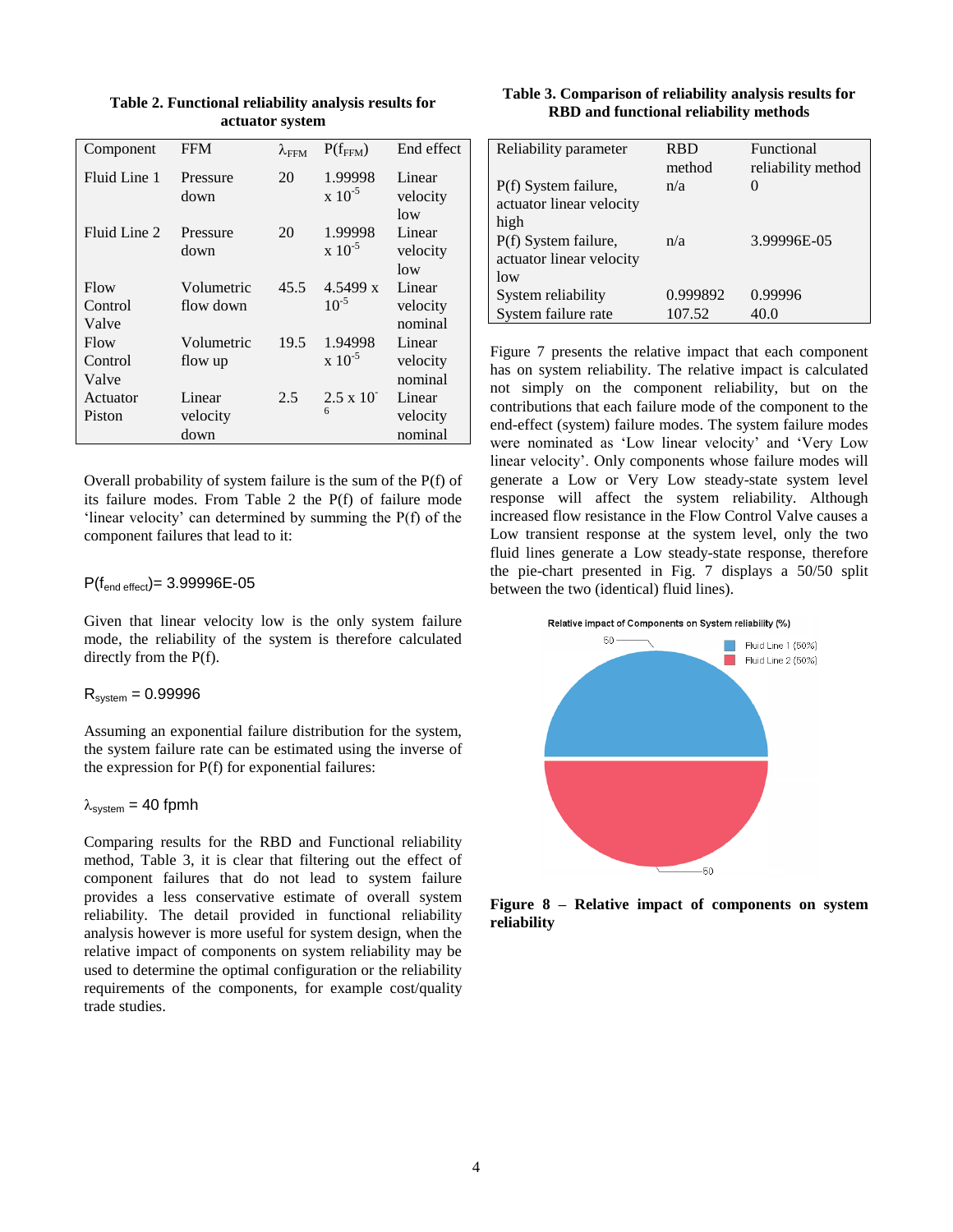**Table 2. Functional reliability analysis results for actuator system**

| Component | FFM | $\lambda_{FFM}$ | $P(f_{FFM})$ | End effect |
|---|---|---|---|---|
| Fluid Line 1 | Pressure down | 20 | $1.99998 \times 10^{-5}$ | Linear velocity low |
| Fluid Line 2 | Pressure down | 20 | $1.99998 \times 10^{-5}$ | Linear velocity low |
| Flow Control Valve | Volumetric flow down | 45.5 | $4.5499 \times 10^{-5}$ | Linear velocity nominal |
| Flow Control Valve | Volumetric flow up | 19.5 | $1.94998 \times 10^{-5}$ | Linear velocity nominal |
| Actuator Piston | Linear velocity down | 2.5 | $2.5 \times 10^{-6}$ | Linear velocity nominal |

Overall probability of system failure is the sum of the P(f) of its failure modes. From Table 2 the P(f) of failure mode 'linear velocity' can determined by summing the P(f) of the component failures that lead to it:

$P(f_{end\ effect})$= 3.99996E-05

Given that linear velocity low is the only system failure mode, the reliability of the system is therefore calculated directly from the P(f).

$R_{system} = 0.99996$

Assuming an exponential failure distribution for the system, the system failure rate can be estimated using the inverse of the expression for P(f) for exponential failures:

$\lambda_{system} = 40$ fpmh

Comparing results for the RBD and Functional reliability method, Table 3, it is clear that filtering out the effect of component failures that do not lead to system failure provides a less conservative estimate of overall system reliability. The detail provided in functional reliability analysis however is more useful for system design, when the relative impact of components on system reliability may be used to determine the optimal configuration or the reliability requirements of the components, for example cost/quality trade studies.

**Table 3. Comparison of reliability analysis results for RBD and functional reliability methods**

| Reliability parameter | RBD method | Functional reliability method |
|---|---|---|
| P(f) System failure, actuator linear velocity high | n/a | 0 |
| P(f) System failure, actuator linear velocity low | n/a | 3.99996E-05 |
| System reliability | 0.999892 | 0.99996 |
| System failure rate | 107.52 | 40.0 |

Figure 7 presents the relative impact that each component has on system reliability. The relative impact is calculated not simply on the component reliability, but on the contributions that each failure mode of the component to the end-effect (system) failure modes. The system failure modes were nominated as 'Low linear velocity' and 'Very Low linear velocity'. Only components whose failure modes will generate a Low or Very Low steady-state system level response will affect the system reliability. Although increased flow resistance in the Flow Control Valve causes a Low transient response at the system level, only the two fluid lines generate a Low steady-state response, therefore the pie-chart presented in Fig. 7 displays a 50/50 split between the two (identical) fluid lines).

**Figure 8 – Relative impact of components on system reliability**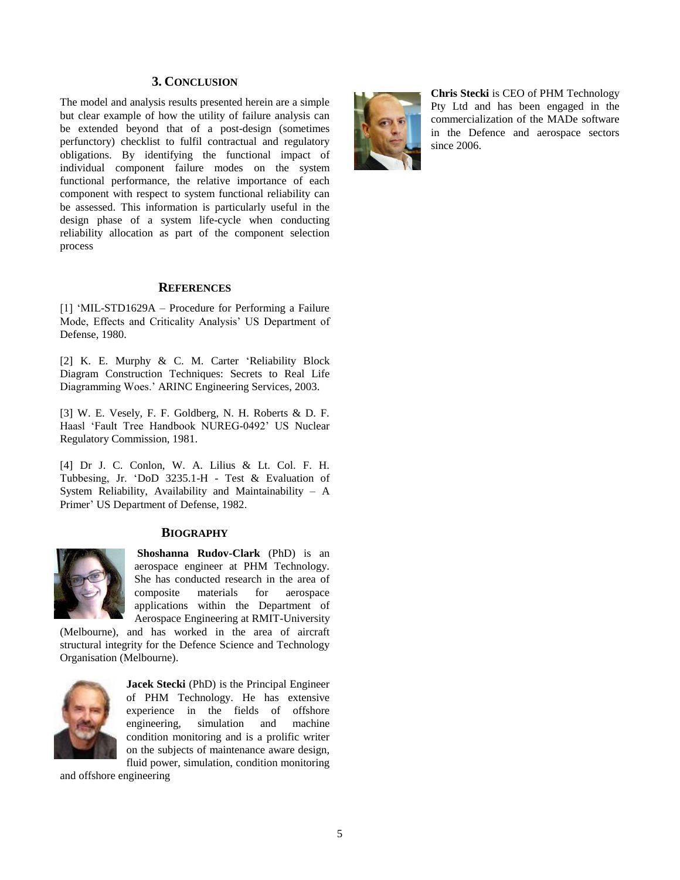## 3. Conclusion

The model and analysis results presented herein are a simple but clear example of how the utility of failure analysis can be extended beyond that of a post-design (sometimes perfunctory) checklist to fulfil contractual and regulatory obligations. By identifying the functional impact of individual component failure modes on the system functional performance, the relative importance of each component with respect to system functional reliability can be assessed. This information is particularly useful in the design phase of a system life-cycle when conducting reliability allocation as part of the component selection process

## References

[1] 'MIL-STD1629A – Procedure for Performing a Failure Mode, Effects and Criticality Analysis' US Department of Defense, 1980.

[2] K. E. Murphy & C. M. Carter 'Reliability Block Diagram Construction Techniques: Secrets to Real Life Diagramming Woes.' ARINC Engineering Services, 2003.

[3] W. E. Vesely, F. F. Goldberg, N. H. Roberts & D. F. Haasl 'Fault Tree Handbook NUREG-0492' US Nuclear Regulatory Commission, 1981.

[4] Dr J. C. Conlon, W. A. Lilius & Lt. Col. F. H. Tubbesing, Jr. 'DoD 3235.1-H - Test & Evaluation of System Reliability, Availability and Maintainability – A Primer' US Department of Defense, 1982.

## Biography

**Shoshanna Rudov-Clark** (PhD) is an aerospace engineer at PHM Technology. She has conducted research in the area of composite materials for aerospace applications within the Department of Aerospace Engineering at RMIT-University (Melbourne), and has worked in the area of aircraft structural integrity for the Defence Science and Technology Organisation (Melbourne).

**Jacek Stecki** (PhD) is the Principal Engineer of PHM Technology. He has extensive experience in the fields of offshore engineering, simulation and machine condition monitoring and is a prolific writer on the subjects of maintenance aware design, fluid power, simulation, condition monitoring and offshore engineering

**Chris Stecki** is CEO of PHM Technology Pty Ltd and has been engaged in the commercialization of the MADe software in the Defence and aerospace sectors since 2006.